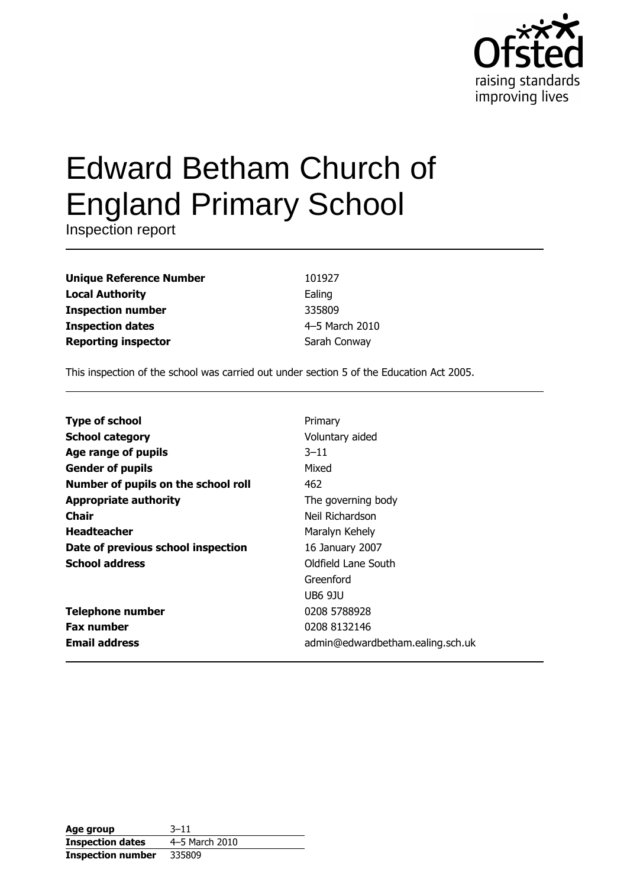# Edward Betham Church of England Primary School

Inspection report

| | |
|---|---|
| **Unique Reference Number** | 101927 |
| **Local Authority** | Ealing |
| **Inspection number** | 335809 |
| **Inspection dates** | 4–5 March 2010 |
| **Reporting inspector** | Sarah Conway |

This inspection of the school was carried out under section 5 of the Education Act 2005.

| | |
|---|---|
| **Type of school** | Primary |
| **School category** | Voluntary aided |
| **Age range of pupils** | 3–11 |
| **Gender of pupils** | Mixed |
| **Number of pupils on the school roll** | 462 |
| **Appropriate authority** | The governing body |
| **Chair** | Neil Richardson |
| **Headteacher** | Maralyn Kehely |
| **Date of previous school inspection** | 16 January 2007 |
| **School address** | Oldfield Lane South<br>Greenford<br>UB6 9JU |
| **Telephone number** | 0208 5788928 |
| **Fax number** | 0208 8132146 |
| **Email address** | admin@edwardbetham.ealing.sch.uk |

| | |
|---|---|
| **Age group** | 3–11 |
| **Inspection dates** | 4–5 March 2010 |
| **Inspection number** | 335809 |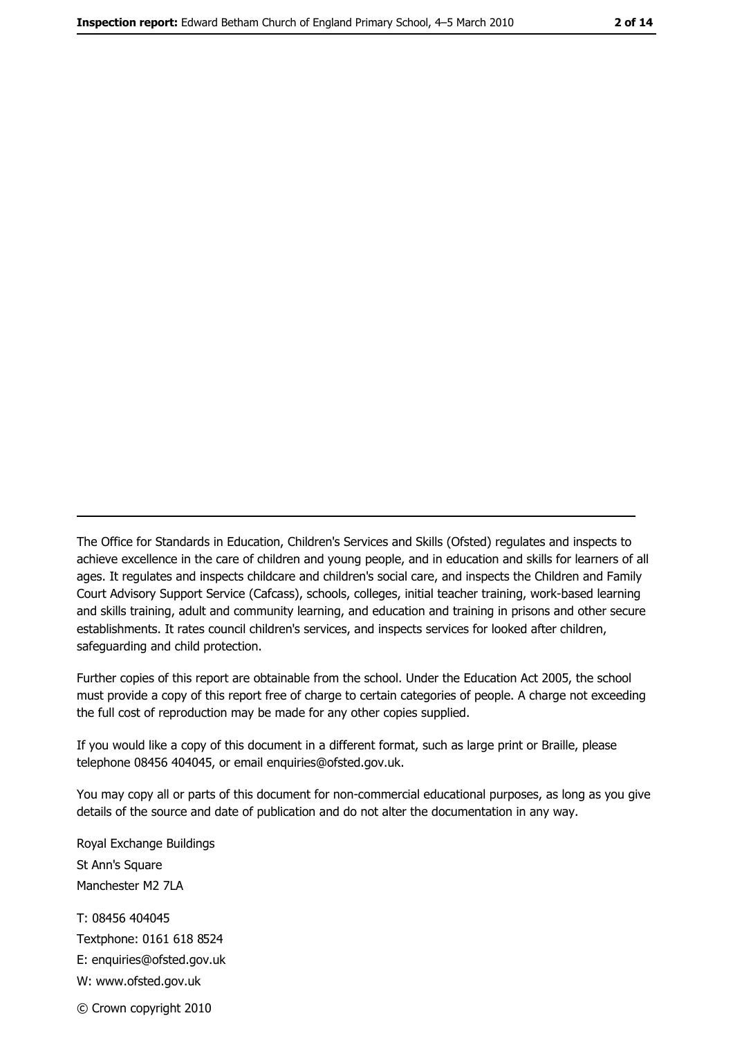The Office for Standards in Education, Children's Services and Skills (Ofsted) regulates and inspects to achieve excellence in the care of children and young people, and in education and skills for learners of all ages. It regulates and inspects childcare and children's social care, and inspects the Children and Family Court Advisory Support Service (Cafcass), schools, colleges, initial teacher training, work-based learning and skills training, adult and community learning, and education and training in prisons and other secure establishments. It rates council children's services, and inspects services for looked after children, safeguarding and child protection.

Further copies of this report are obtainable from the school. Under the Education Act 2005, the school must provide a copy of this report free of charge to certain categories of people. A charge not exceeding the full cost of reproduction may be made for any other copies supplied.

If you would like a copy of this document in a different format, such as large print or Braille, please telephone 08456 404045, or email enquiries@ofsted.gov.uk.

You may copy all or parts of this document for non-commercial educational purposes, as long as you give details of the source and date of publication and do not alter the documentation in any way.

Royal Exchange Buildings
St Ann's Square
Manchester M2 7LA

T: 08456 404045
Textphone: 0161 618 8524
E: enquiries@ofsted.gov.uk
W: www.ofsted.gov.uk

© Crown copyright 2010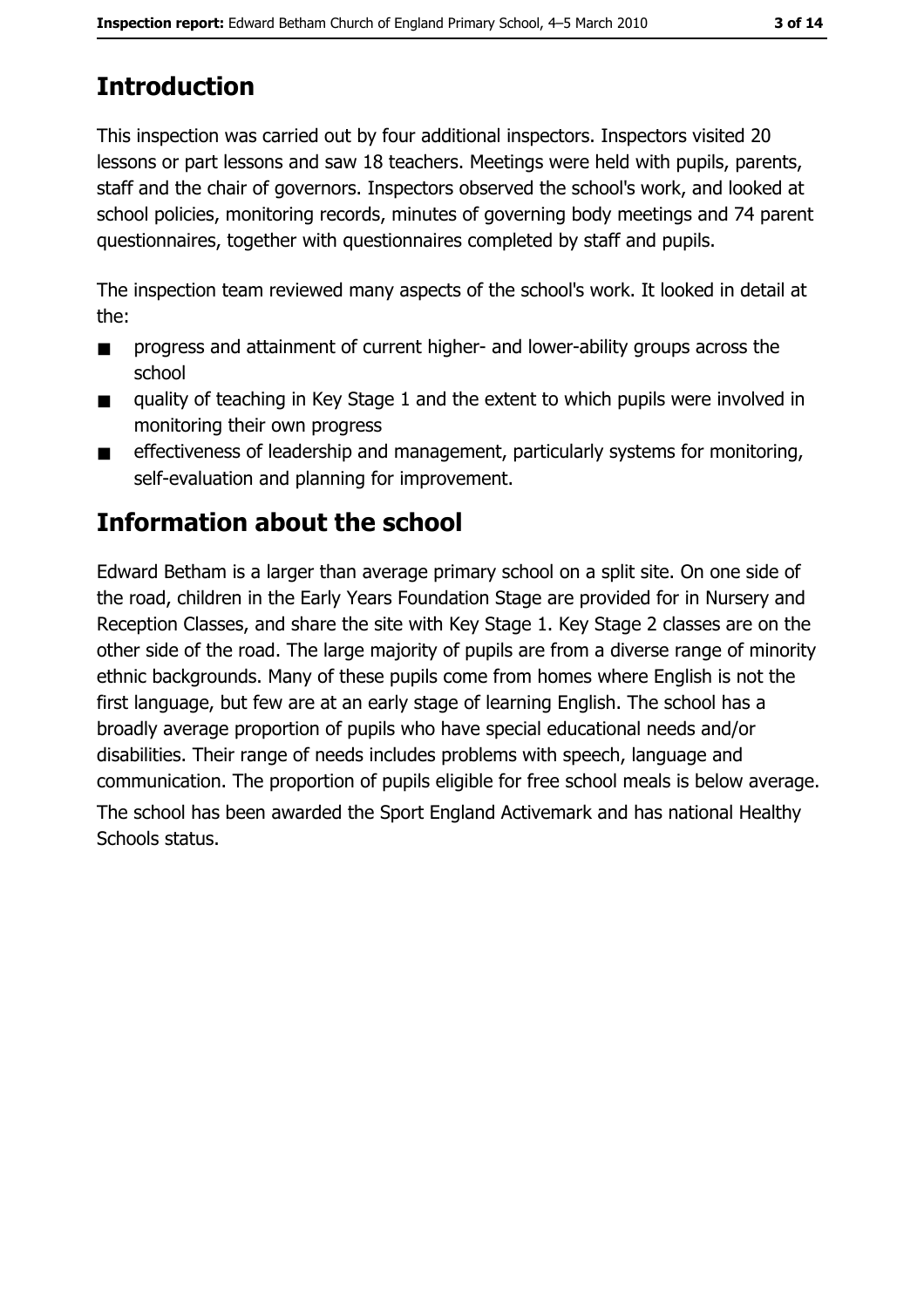# Introduction

This inspection was carried out by four additional inspectors. Inspectors visited 20 lessons or part lessons and saw 18 teachers. Meetings were held with pupils, parents, staff and the chair of governors. Inspectors observed the school's work, and looked at school policies, monitoring records, minutes of governing body meetings and 74 parent questionnaires, together with questionnaires completed by staff and pupils.

The inspection team reviewed many aspects of the school's work. It looked in detail at the:

- progress and attainment of current higher- and lower-ability groups across the school
- quality of teaching in Key Stage 1 and the extent to which pupils were involved in monitoring their own progress
- effectiveness of leadership and management, particularly systems for monitoring, self-evaluation and planning for improvement.

# Information about the school

Edward Betham is a larger than average primary school on a split site. On one side of the road, children in the Early Years Foundation Stage are provided for in Nursery and Reception Classes, and share the site with Key Stage 1. Key Stage 2 classes are on the other side of the road. The large majority of pupils are from a diverse range of minority ethnic backgrounds. Many of these pupils come from homes where English is not the first language, but few are at an early stage of learning English. The school has a broadly average proportion of pupils who have special educational needs and/or disabilities. Their range of needs includes problems with speech, language and communication. The proportion of pupils eligible for free school meals is below average.

The school has been awarded the Sport England Activemark and has national Healthy Schools status.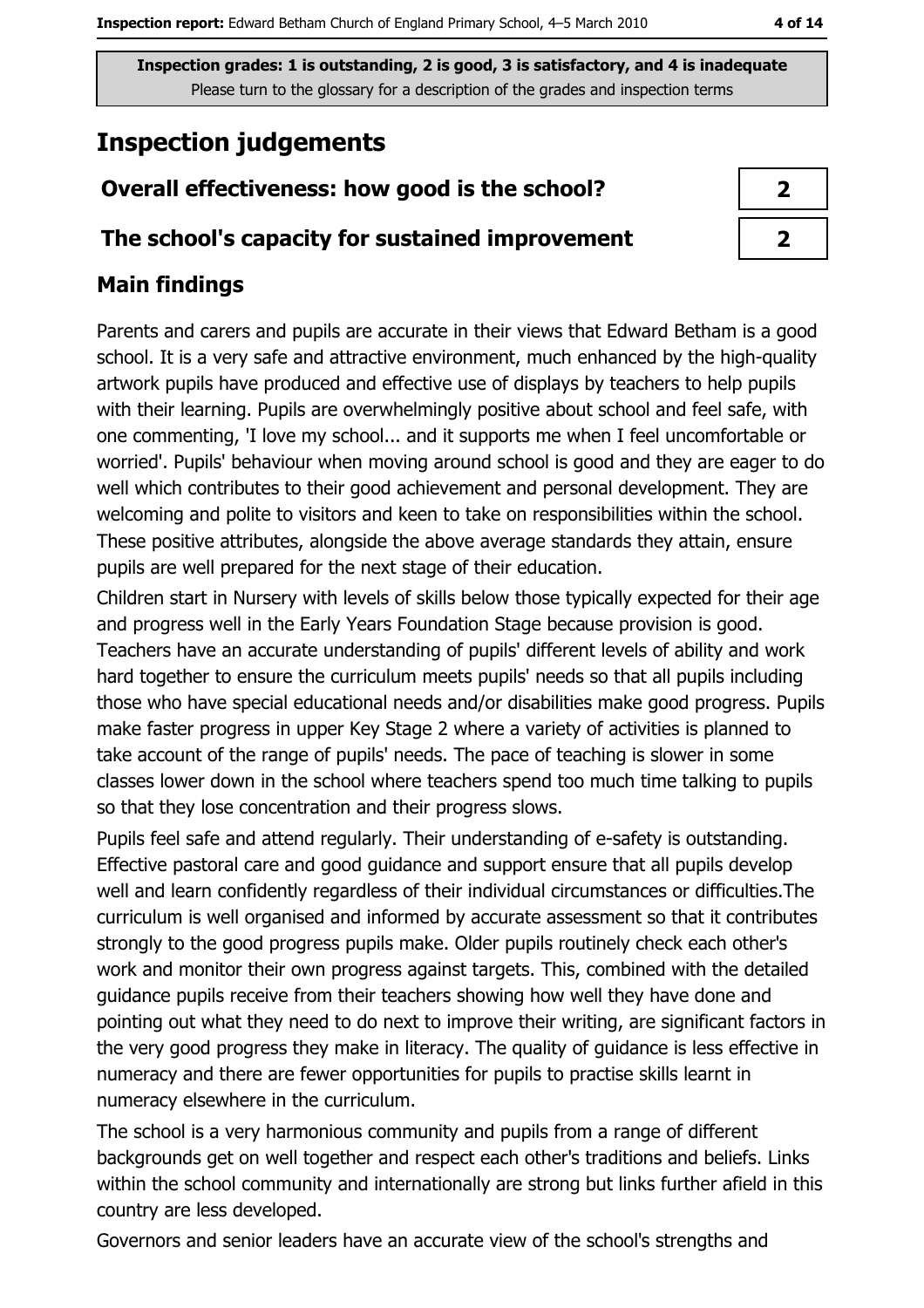Inspection grades: 1 is outstanding, 2 is good, 3 is satisfactory, and 4 is inadequate
Please turn to the glossary for a description of the grades and inspection terms

## Inspection judgements

| | |
|---|---|
| **Overall effectiveness: how good is the school?** | **2** |
| **The school's capacity for sustained improvement** | **2** |

### Main findings

Parents and carers and pupils are accurate in their views that Edward Betham is a good school. It is a very safe and attractive environment, much enhanced by the high-quality artwork pupils have produced and effective use of displays by teachers to help pupils with their learning. Pupils are overwhelmingly positive about school and feel safe, with one commenting, 'I love my school... and it supports me when I feel uncomfortable or worried'. Pupils' behaviour when moving around school is good and they are eager to do well which contributes to their good achievement and personal development. They are welcoming and polite to visitors and keen to take on responsibilities within the school. These positive attributes, alongside the above average standards they attain, ensure pupils are well prepared for the next stage of their education.

Children start in Nursery with levels of skills below those typically expected for their age and progress well in the Early Years Foundation Stage because provision is good. Teachers have an accurate understanding of pupils' different levels of ability and work hard together to ensure the curriculum meets pupils' needs so that all pupils including those who have special educational needs and/or disabilities make good progress. Pupils make faster progress in upper Key Stage 2 where a variety of activities is planned to take account of the range of pupils' needs. The pace of teaching is slower in some classes lower down in the school where teachers spend too much time talking to pupils so that they lose concentration and their progress slows.

Pupils feel safe and attend regularly. Their understanding of e-safety is outstanding. Effective pastoral care and good guidance and support ensure that all pupils develop well and learn confidently regardless of their individual circumstances or difficulties.The curriculum is well organised and informed by accurate assessment so that it contributes strongly to the good progress pupils make. Older pupils routinely check each other's work and monitor their own progress against targets. This, combined with the detailed guidance pupils receive from their teachers showing how well they have done and pointing out what they need to do next to improve their writing, are significant factors in the very good progress they make in literacy. The quality of guidance is less effective in numeracy and there are fewer opportunities for pupils to practise skills learnt in numeracy elsewhere in the curriculum.

The school is a very harmonious community and pupils from a range of different backgrounds get on well together and respect each other's traditions and beliefs. Links within the school community and internationally are strong but links further afield in this country are less developed.

Governors and senior leaders have an accurate view of the school's strengths and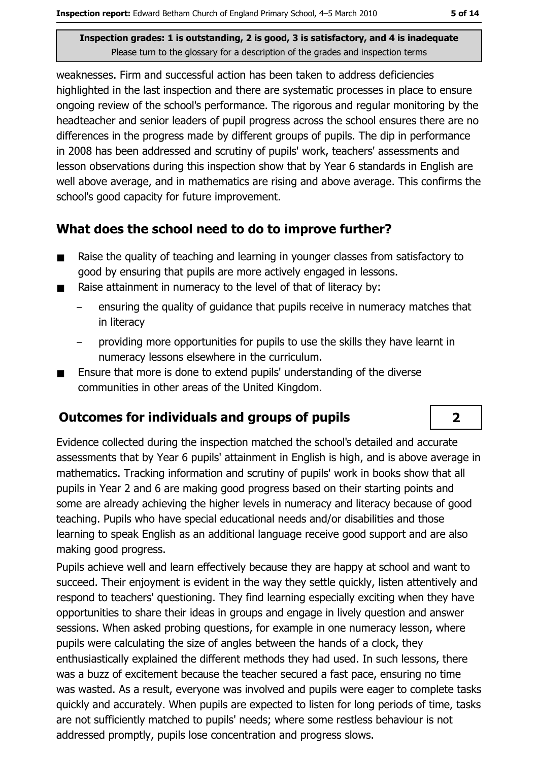weaknesses. Firm and successful action has been taken to address deficiencies highlighted in the last inspection and there are systematic processes in place to ensure ongoing review of the school's performance. The rigorous and regular monitoring by the headteacher and senior leaders of pupil progress across the school ensures there are no differences in the progress made by different groups of pupils. The dip in performance in 2008 has been addressed and scrutiny of pupils' work, teachers' assessments and lesson observations during this inspection show that by Year 6 standards in English are well above average, and in mathematics are rising and above average. This confirms the school's good capacity for future improvement.

## What does the school need to do to improve further?

- Raise the quality of teaching and learning in younger classes from satisfactory to good by ensuring that pupils are more actively engaged in lessons.
- Raise attainment in numeracy to the level of that of literacy by:
  - ensuring the quality of guidance that pupils receive in numeracy matches that in literacy
  - providing more opportunities for pupils to use the skills they have learnt in numeracy lessons elsewhere in the curriculum.
- Ensure that more is done to extend pupils' understanding of the diverse communities in other areas of the United Kingdom.

## Outcomes for individuals and groups of pupils

**2**

Evidence collected during the inspection matched the school's detailed and accurate assessments that by Year 6 pupils' attainment in English is high, and is above average in mathematics. Tracking information and scrutiny of pupils' work in books show that all pupils in Year 2 and 6 are making good progress based on their starting points and some are already achieving the higher levels in numeracy and literacy because of good teaching. Pupils who have special educational needs and/or disabilities and those learning to speak English as an additional language receive good support and are also making good progress.

Pupils achieve well and learn effectively because they are happy at school and want to succeed. Their enjoyment is evident in the way they settle quickly, listen attentively and respond to teachers' questioning. They find learning especially exciting when they have opportunities to share their ideas in groups and engage in lively question and answer sessions. When asked probing questions, for example in one numeracy lesson, where pupils were calculating the size of angles between the hands of a clock, they enthusiastically explained the different methods they had used. In such lessons, there was a buzz of excitement because the teacher secured a fast pace, ensuring no time was wasted. As a result, everyone was involved and pupils were eager to complete tasks quickly and accurately. When pupils are expected to listen for long periods of time, tasks are not sufficiently matched to pupils' needs; where some restless behaviour is not addressed promptly, pupils lose concentration and progress slows.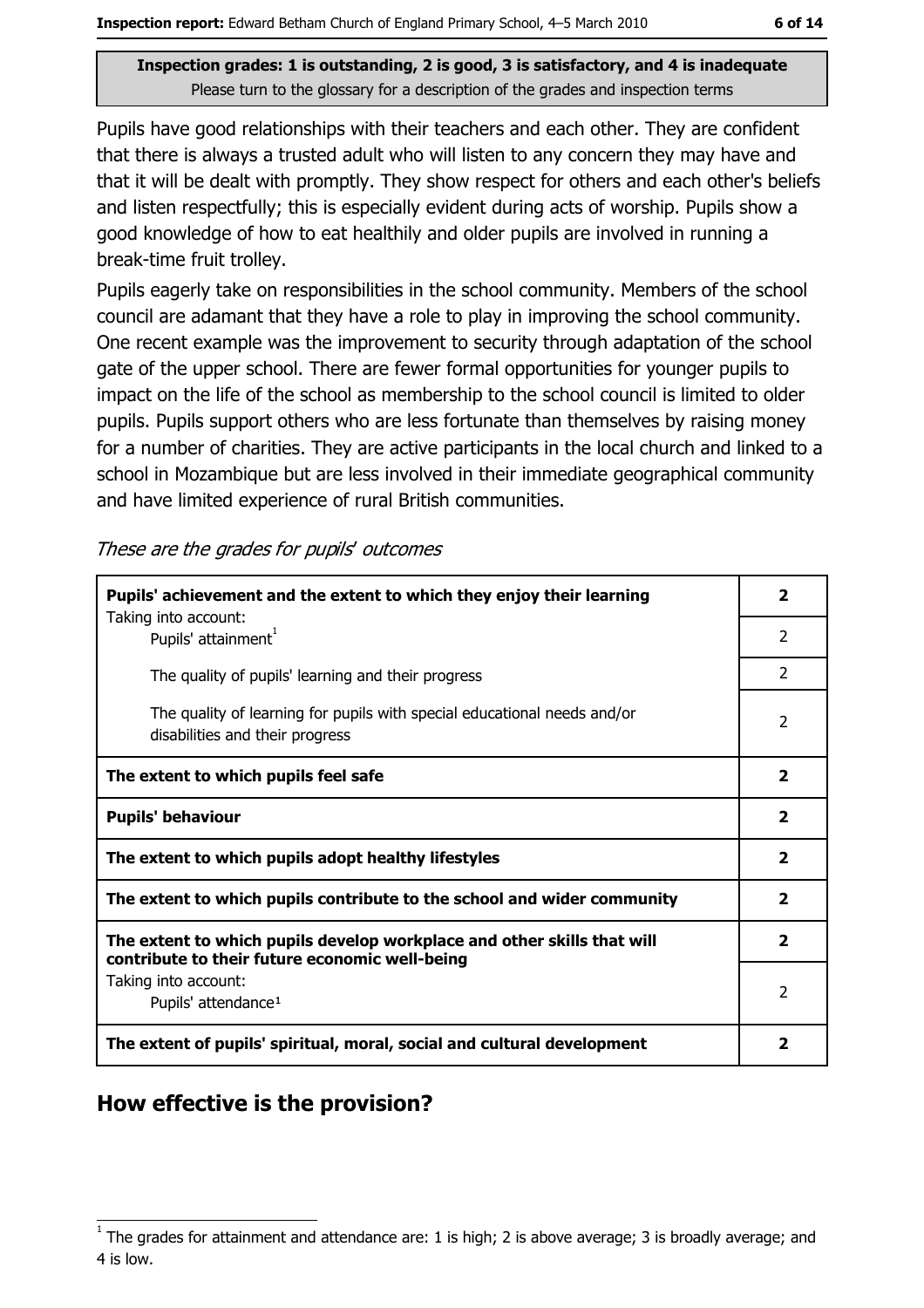**Inspection grades: 1 is outstanding, 2 is good, 3 is satisfactory, and 4 is inadequate**
Please turn to the glossary for a description of the grades and inspection terms

Pupils have good relationships with their teachers and each other. They are confident that there is always a trusted adult who will listen to any concern they may have and that it will be dealt with promptly. They show respect for others and each other's beliefs and listen respectfully; this is especially evident during acts of worship. Pupils show a good knowledge of how to eat healthily and older pupils are involved in running a break-time fruit trolley.

Pupils eagerly take on responsibilities in the school community. Members of the school council are adamant that they have a role to play in improving the school community. One recent example was the improvement to security through adaptation of the school gate of the upper school. There are fewer formal opportunities for younger pupils to impact on the life of the school as membership to the school council is limited to older pupils. Pupils support others who are less fortunate than themselves by raising money for a number of charities. They are active participants in the local church and linked to a school in Mozambique but are less involved in their immediate geographical community and have limited experience of rural British communities.

*These are the grades for pupils' outcomes*

| | |
|---|---|
| **Pupils' achievement and the extent to which they enjoy their learning** | **2** |
| Taking into account: Pupils' attainment[1] | 2 |
| The quality of pupils' learning and their progress | 2 |
| The quality of learning for pupils with special educational needs and/or disabilities and their progress | 2 |
| **The extent to which pupils feel safe** | **2** |
| **Pupils' behaviour** | **2** |
| **The extent to which pupils adopt healthy lifestyles** | **2** |
| **The extent to which pupils contribute to the school and wider community** | **2** |
| **The extent to which pupils develop workplace and other skills that will contribute to their future economic well-being** | **2** |
| Taking into account: Pupils' attendance[1] | 2 |
| **The extent of pupils' spiritual, moral, social and cultural development** | **2** |

## How effective is the provision?

[1] The grades for attainment and attendance are: 1 is high; 2 is above average; 3 is broadly average; and 4 is low.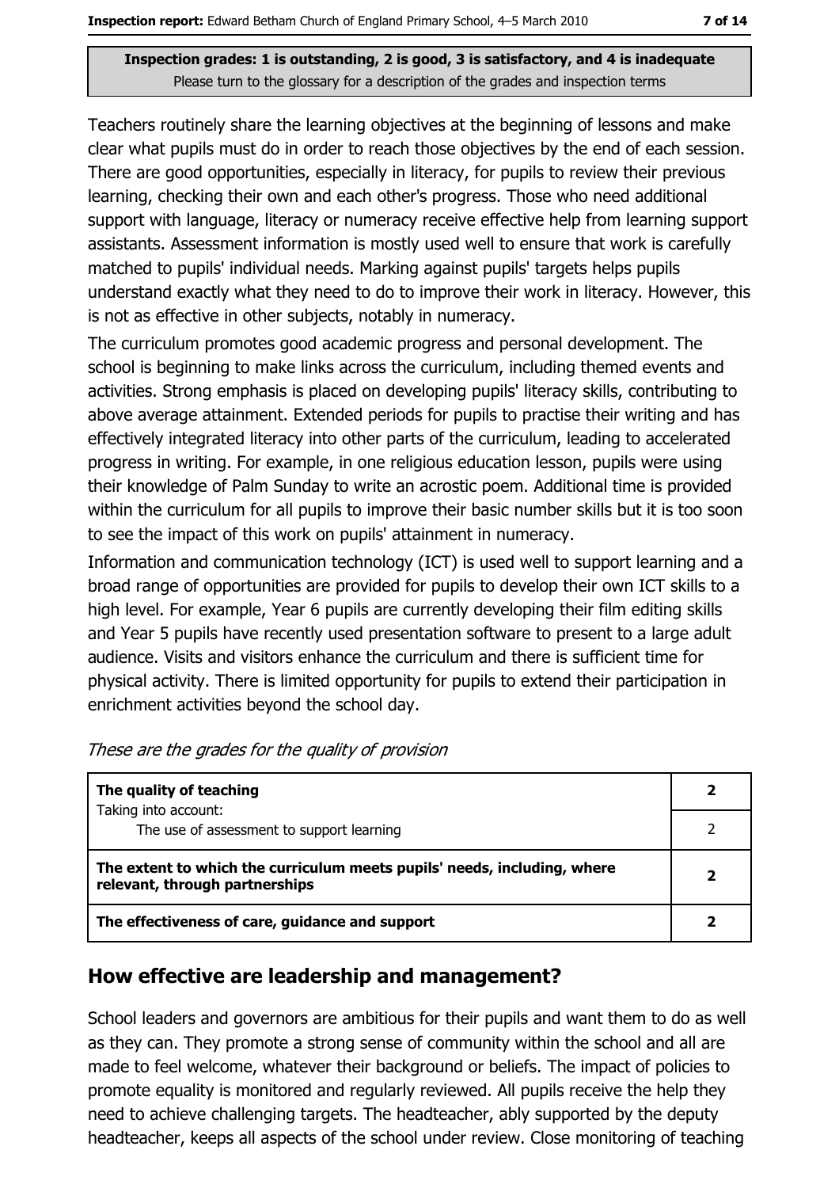**Inspection grades: 1 is outstanding, 2 is good, 3 is satisfactory, and 4 is inadequate**
Please turn to the glossary for a description of the grades and inspection terms

Teachers routinely share the learning objectives at the beginning of lessons and make clear what pupils must do in order to reach those objectives by the end of each session. There are good opportunities, especially in literacy, for pupils to review their previous learning, checking their own and each other's progress. Those who need additional support with language, literacy or numeracy receive effective help from learning support assistants. Assessment information is mostly used well to ensure that work is carefully matched to pupils' individual needs. Marking against pupils' targets helps pupils understand exactly what they need to do to improve their work in literacy. However, this is not as effective in other subjects, notably in numeracy.

The curriculum promotes good academic progress and personal development. The school is beginning to make links across the curriculum, including themed events and activities. Strong emphasis is placed on developing pupils' literacy skills, contributing to above average attainment. Extended periods for pupils to practise their writing and has effectively integrated literacy into other parts of the curriculum, leading to accelerated progress in writing. For example, in one religious education lesson, pupils were using their knowledge of Palm Sunday to write an acrostic poem. Additional time is provided within the curriculum for all pupils to improve their basic number skills but it is too soon to see the impact of this work on pupils' attainment in numeracy.

Information and communication technology (ICT) is used well to support learning and a broad range of opportunities are provided for pupils to develop their own ICT skills to a high level. For example, Year 6 pupils are currently developing their film editing skills and Year 5 pupils have recently used presentation software to present to a large adult audience. Visits and visitors enhance the curriculum and there is sufficient time for physical activity. There is limited opportunity for pupils to extend their participation in enrichment activities beyond the school day.

*These are the grades for the quality of provision*

| | |
|---|---|
| **The quality of teaching** | **2** |
| Taking into account: The use of assessment to support learning | 2 |
| **The extent to which the curriculum meets pupils' needs, including, where relevant, through partnerships** | **2** |
| **The effectiveness of care, guidance and support** | **2** |

## How effective are leadership and management?

School leaders and governors are ambitious for their pupils and want them to do as well as they can. They promote a strong sense of community within the school and all are made to feel welcome, whatever their background or beliefs. The impact of policies to promote equality is monitored and regularly reviewed. All pupils receive the help they need to achieve challenging targets. The headteacher, ably supported by the deputy headteacher, keeps all aspects of the school under review. Close monitoring of teaching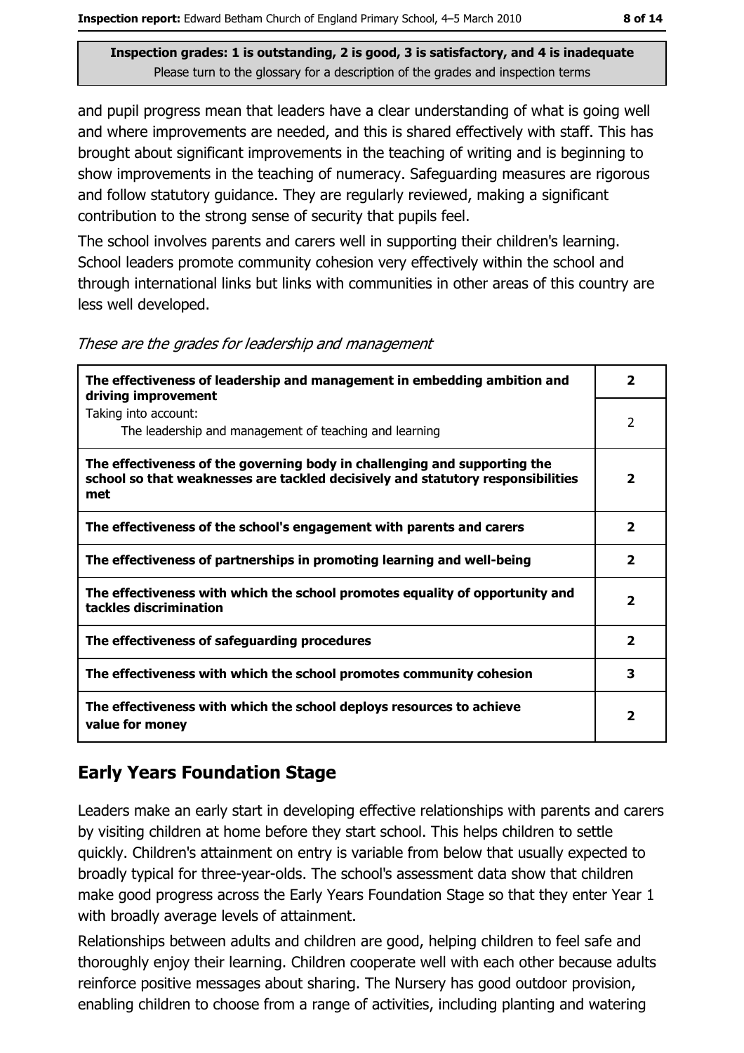**Inspection grades: 1 is outstanding, 2 is good, 3 is satisfactory, and 4 is inadequate**
Please turn to the glossary for a description of the grades and inspection terms

and pupil progress mean that leaders have a clear understanding of what is going well and where improvements are needed, and this is shared effectively with staff. This has brought about significant improvements in the teaching of writing and is beginning to show improvements in the teaching of numeracy. Safeguarding measures are rigorous and follow statutory guidance. They are regularly reviewed, making a significant contribution to the strong sense of security that pupils feel.

The school involves parents and carers well in supporting their children's learning. School leaders promote community cohesion very effectively within the school and through international links but links with communities in other areas of this country are less well developed.

*These are the grades for leadership and management*

| | |
|---|---|
| **The effectiveness of leadership and management in embedding ambition and driving improvement** | **2** |
| Taking into account: The leadership and management of teaching and learning | 2 |
| **The effectiveness of the governing body in challenging and supporting the school so that weaknesses are tackled decisively and statutory responsibilities met** | **2** |
| **The effectiveness of the school's engagement with parents and carers** | **2** |
| **The effectiveness of partnerships in promoting learning and well-being** | **2** |
| **The effectiveness with which the school promotes equality of opportunity and tackles discrimination** | **2** |
| **The effectiveness of safeguarding procedures** | **2** |
| **The effectiveness with which the school promotes community cohesion** | **3** |
| **The effectiveness with which the school deploys resources to achieve value for money** | **2** |

## Early Years Foundation Stage

Leaders make an early start in developing effective relationships with parents and carers by visiting children at home before they start school. This helps children to settle quickly. Children's attainment on entry is variable from below that usually expected to broadly typical for three-year-olds. The school's assessment data show that children make good progress across the Early Years Foundation Stage so that they enter Year 1 with broadly average levels of attainment.

Relationships between adults and children are good, helping children to feel safe and thoroughly enjoy their learning. Children cooperate well with each other because adults reinforce positive messages about sharing. The Nursery has good outdoor provision, enabling children to choose from a range of activities, including planting and watering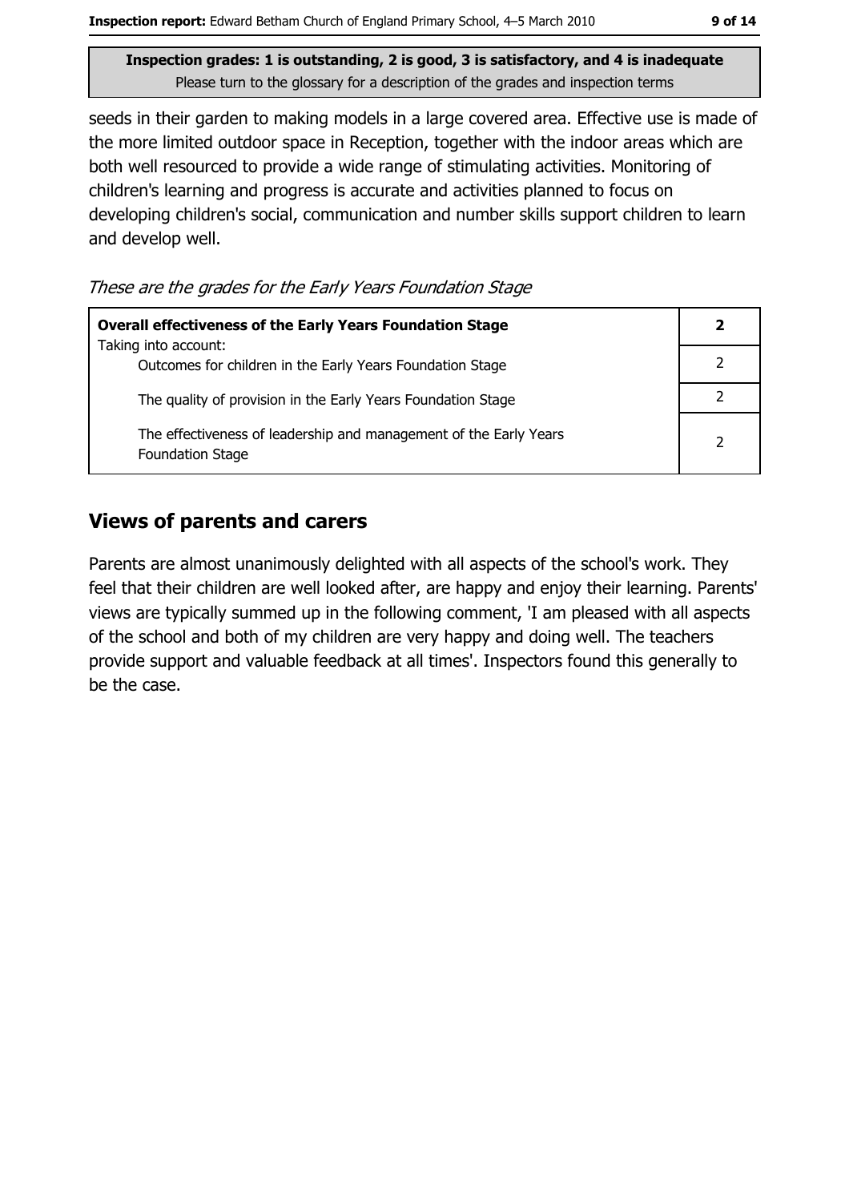seeds in their garden to making models in a large covered area. Effective use is made of the more limited outdoor space in Reception, together with the indoor areas which are both well resourced to provide a wide range of stimulating activities. Monitoring of children's learning and progress is accurate and activities planned to focus on developing children's social, communication and number skills support children to learn and develop well.

*These are the grades for the Early Years Foundation Stage*

| **Overall effectiveness of the Early Years Foundation Stage** Taking into account: | **2** |
|---|---|
| Outcomes for children in the Early Years Foundation Stage | 2 |
| The quality of provision in the Early Years Foundation Stage | 2 |
| The effectiveness of leadership and management of the Early Years Foundation Stage | 2 |

## Views of parents and carers

Parents are almost unanimously delighted with all aspects of the school's work. They feel that their children are well looked after, are happy and enjoy their learning. Parents' views are typically summed up in the following comment, 'I am pleased with all aspects of the school and both of my children are very happy and doing well. The teachers provide support and valuable feedback at all times'. Inspectors found this generally to be the case.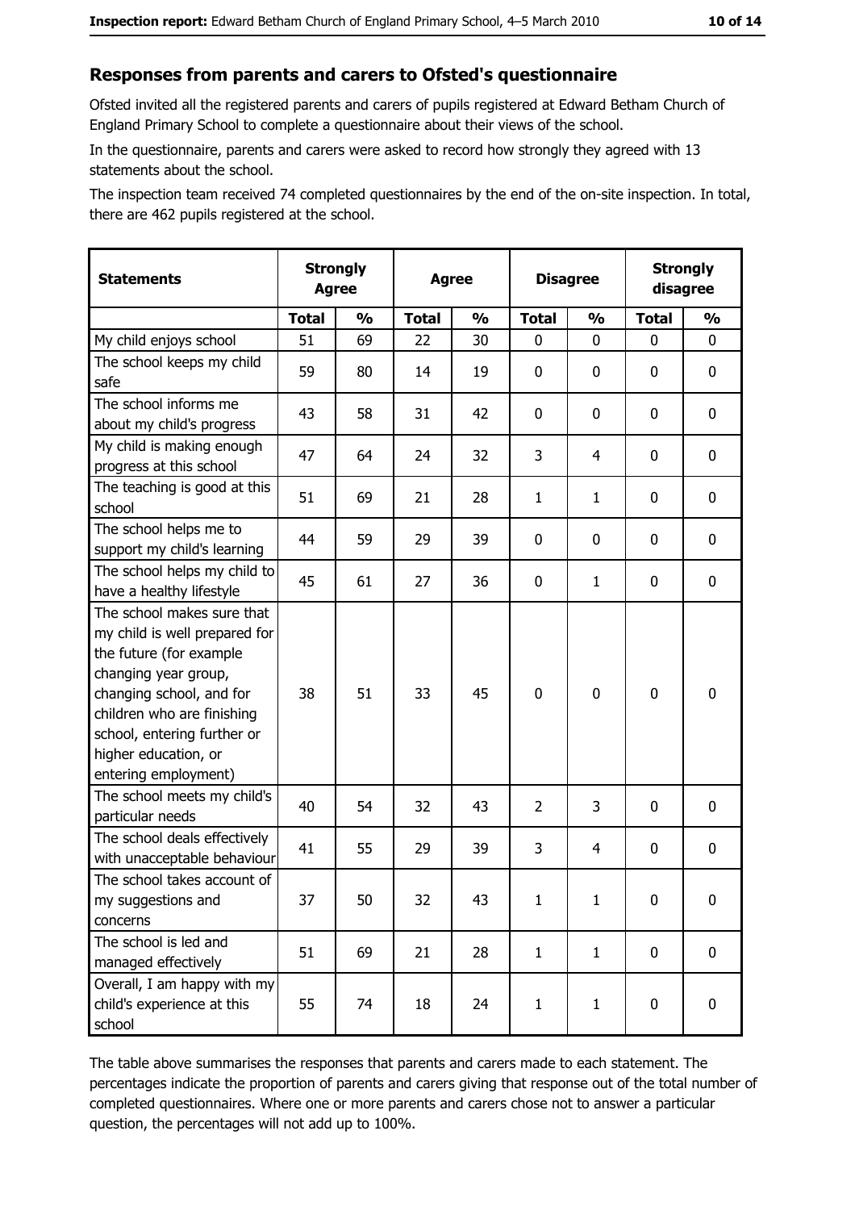## Responses from parents and carers to Ofsted's questionnaire

Ofsted invited all the registered parents and carers of pupils registered at Edward Betham Church of England Primary School to complete a questionnaire about their views of the school.

In the questionnaire, parents and carers were asked to record how strongly they agreed with 13 statements about the school.

The inspection team received 74 completed questionnaires by the end of the on-site inspection. In total, there are 462 pupils registered at the school.

| Statements | Strongly Agree | | Agree | | Disagree | | Strongly disagree | |
|---|---|---|---|---|---|---|---|---|
| | Total | % | Total | % | Total | % | Total | % |
| My child enjoys school | 51 | 69 | 22 | 30 | 0 | 0 | 0 | 0 |
| The school keeps my child safe | 59 | 80 | 14 | 19 | 0 | 0 | 0 | 0 |
| The school informs me about my child's progress | 43 | 58 | 31 | 42 | 0 | 0 | 0 | 0 |
| My child is making enough progress at this school | 47 | 64 | 24 | 32 | 3 | 4 | 0 | 0 |
| The teaching is good at this school | 51 | 69 | 21 | 28 | 1 | 1 | 0 | 0 |
| The school helps me to support my child's learning | 44 | 59 | 29 | 39 | 0 | 0 | 0 | 0 |
| The school helps my child to have a healthy lifestyle | 45 | 61 | 27 | 36 | 0 | 1 | 0 | 0 |
| The school makes sure that my child is well prepared for the future (for example changing year group, changing school, and for children who are finishing school, entering further or higher education, or entering employment) | 38 | 51 | 33 | 45 | 0 | 0 | 0 | 0 |
| The school meets my child's particular needs | 40 | 54 | 32 | 43 | 2 | 3 | 0 | 0 |
| The school deals effectively with unacceptable behaviour | 41 | 55 | 29 | 39 | 3 | 4 | 0 | 0 |
| The school takes account of my suggestions and concerns | 37 | 50 | 32 | 43 | 1 | 1 | 0 | 0 |
| The school is led and managed effectively | 51 | 69 | 21 | 28 | 1 | 1 | 0 | 0 |
| Overall, I am happy with my child's experience at this school | 55 | 74 | 18 | 24 | 1 | 1 | 0 | 0 |

The table above summarises the responses that parents and carers made to each statement. The percentages indicate the proportion of parents and carers giving that response out of the total number of completed questionnaires. Where one or more parents and carers chose not to answer a particular question, the percentages will not add up to 100%.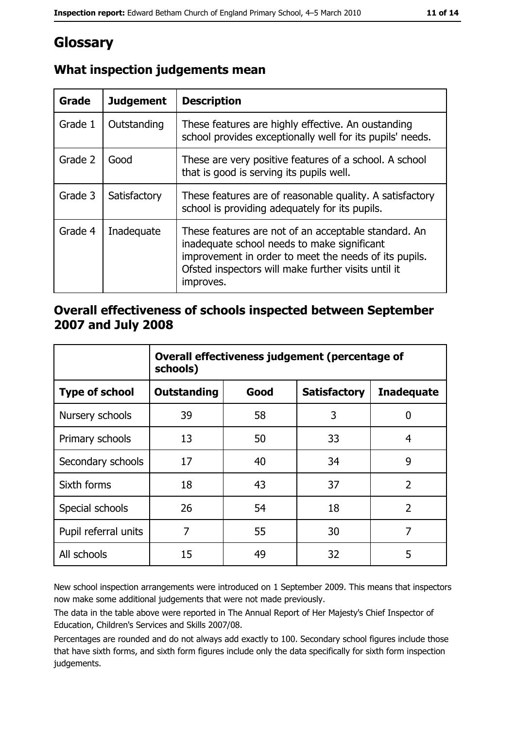# Glossary

## What inspection judgements mean

| Grade | Judgement | Description |
|---|---|---|
| Grade 1 | Outstanding | These features are highly effective. An oustanding school provides exceptionally well for its pupils' needs. |
| Grade 2 | Good | These are very positive features of a school. A school that is good is serving its pupils well. |
| Grade 3 | Satisfactory | These features are of reasonable quality. A satisfactory school is providing adequately for its pupils. |
| Grade 4 | Inadequate | These features are not of an acceptable standard. An inadequate school needs to make significant improvement in order to meet the needs of its pupils. Ofsted inspectors will make further visits until it improves. |

## Overall effectiveness of schools inspected between September 2007 and July 2008

| | Overall effectiveness judgement (percentage of schools) | | | |
|---|---|---|---|---|
| **Type of school** | **Outstanding** | **Good** | **Satisfactory** | **Inadequate** |
| Nursery schools | 39 | 58 | 3 | 0 |
| Primary schools | 13 | 50 | 33 | 4 |
| Secondary schools | 17 | 40 | 34 | 9 |
| Sixth forms | 18 | 43 | 37 | 2 |
| Special schools | 26 | 54 | 18 | 2 |
| Pupil referral units | 7 | 55 | 30 | 7 |
| All schools | 15 | 49 | 32 | 5 |

New school inspection arrangements were introduced on 1 September 2009. This means that inspectors now make some additional judgements that were not made previously.

The data in the table above were reported in The Annual Report of Her Majesty's Chief Inspector of Education, Children's Services and Skills 2007/08.

Percentages are rounded and do not always add exactly to 100. Secondary school figures include those that have sixth forms, and sixth form figures include only the data specifically for sixth form inspection judgements.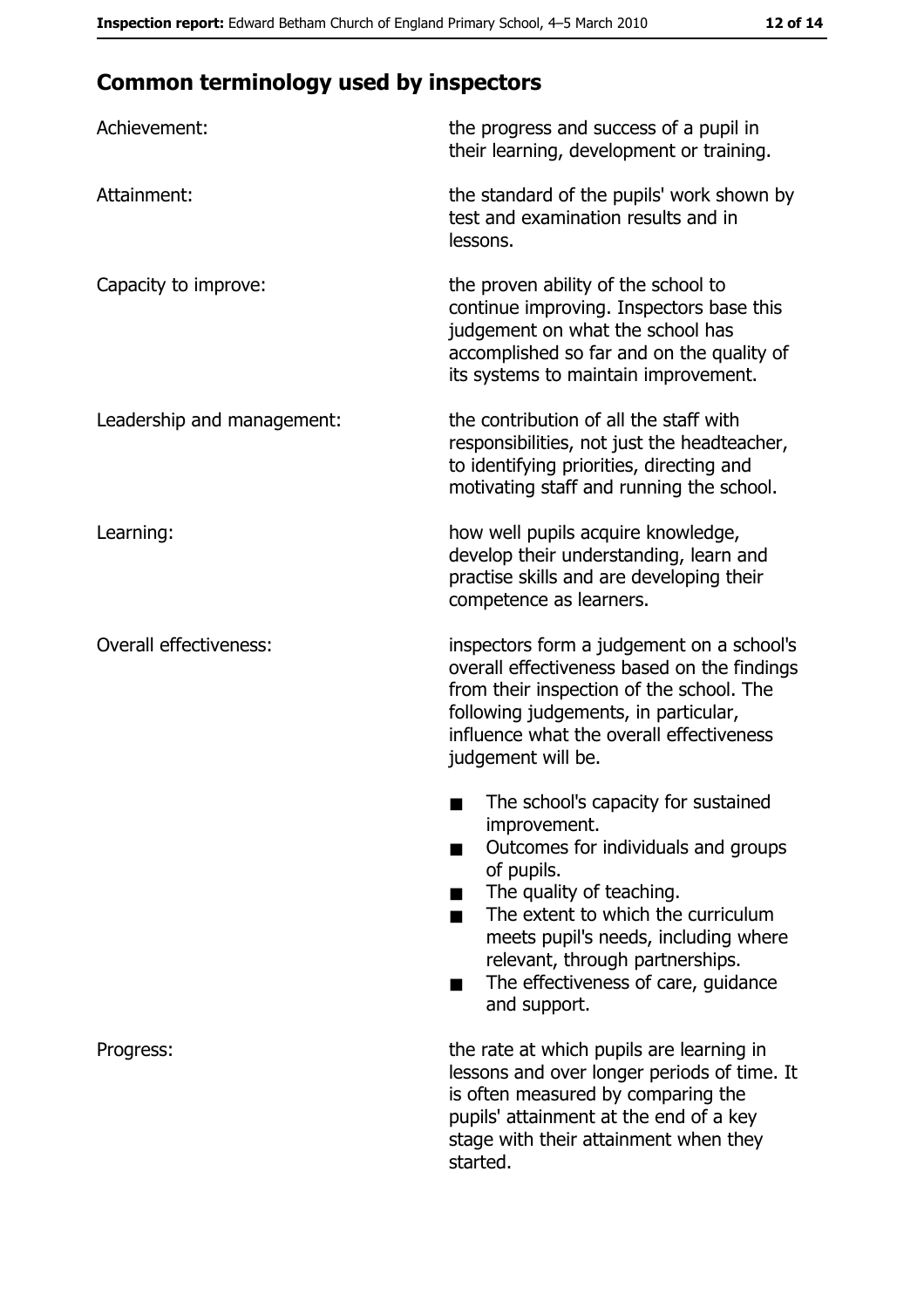## Common terminology used by inspectors

| | |
|---|---|
| Achievement: | the progress and success of a pupil in their learning, development or training. |
| Attainment: | the standard of the pupils' work shown by test and examination results and in lessons. |
| Capacity to improve: | the proven ability of the school to continue improving. Inspectors base this judgement on what the school has accomplished so far and on the quality of its systems to maintain improvement. |
| Leadership and management: | the contribution of all the staff with responsibilities, not just the headteacher, to identifying priorities, directing and motivating staff and running the school. |
| Learning: | how well pupils acquire knowledge, develop their understanding, learn and practise skills and are developing their competence as learners. |
| Overall effectiveness: | inspectors form a judgement on a school's overall effectiveness based on the findings from their inspection of the school. The following judgements, in particular, influence what the overall effectiveness judgement will be.<br>■ The school's capacity for sustained improvement.<br>■ Outcomes for individuals and groups of pupils.<br>■ The quality of teaching.<br>■ The extent to which the curriculum meets pupil's needs, including where relevant, through partnerships.<br>■ The effectiveness of care, guidance and support. |
| Progress: | the rate at which pupils are learning in lessons and over longer periods of time. It is often measured by comparing the pupils' attainment at the end of a key stage with their attainment when they started. |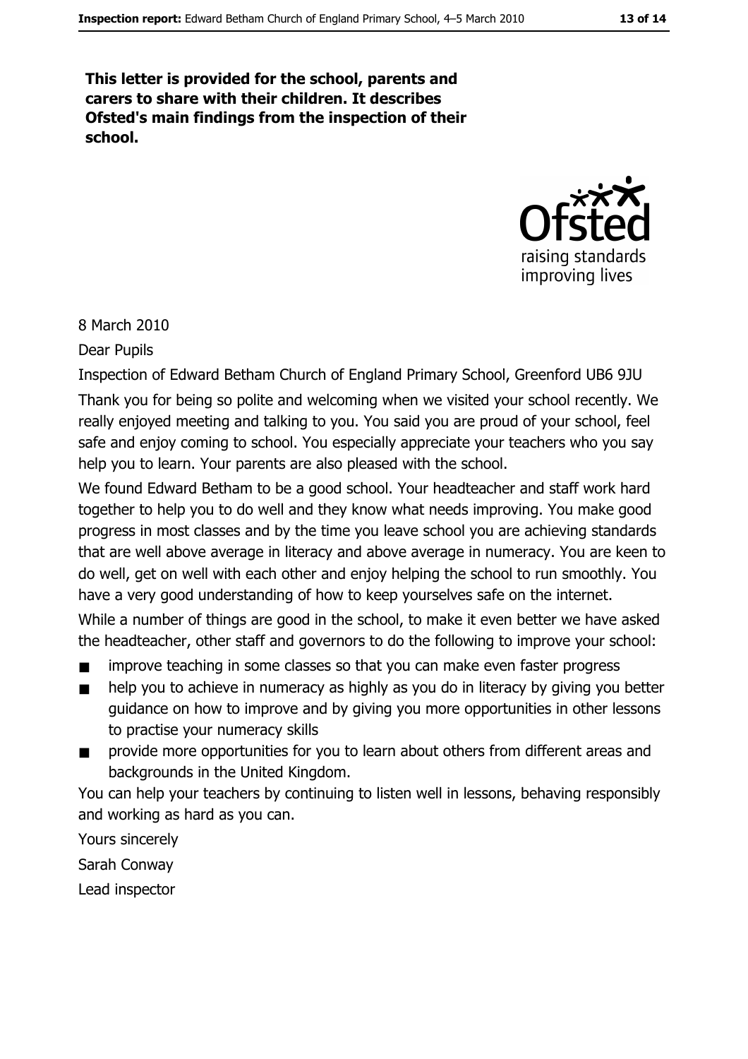**This letter is provided for the school, parents and carers to share with their children. It describes Ofsted's main findings from the inspection of their school.**

8 March 2010

Dear Pupils

Inspection of Edward Betham Church of England Primary School, Greenford UB6 9JU

Thank you for being so polite and welcoming when we visited your school recently. We really enjoyed meeting and talking to you. You said you are proud of your school, feel safe and enjoy coming to school. You especially appreciate your teachers who you say help you to learn. Your parents are also pleased with the school.

We found Edward Betham to be a good school. Your headteacher and staff work hard together to help you to do well and they know what needs improving. You make good progress in most classes and by the time you leave school you are achieving standards that are well above average in literacy and above average in numeracy. You are keen to do well, get on well with each other and enjoy helping the school to run smoothly. You have a very good understanding of how to keep yourselves safe on the internet.

While a number of things are good in the school, to make it even better we have asked the headteacher, other staff and governors to do the following to improve your school:

- improve teaching in some classes so that you can make even faster progress
- help you to achieve in numeracy as highly as you do in literacy by giving you better guidance on how to improve and by giving you more opportunities in other lessons to practise your numeracy skills
- provide more opportunities for you to learn about others from different areas and backgrounds in the United Kingdom.

You can help your teachers by continuing to listen well in lessons, behaving responsibly and working as hard as you can.

Yours sincerely

Sarah Conway

Lead inspector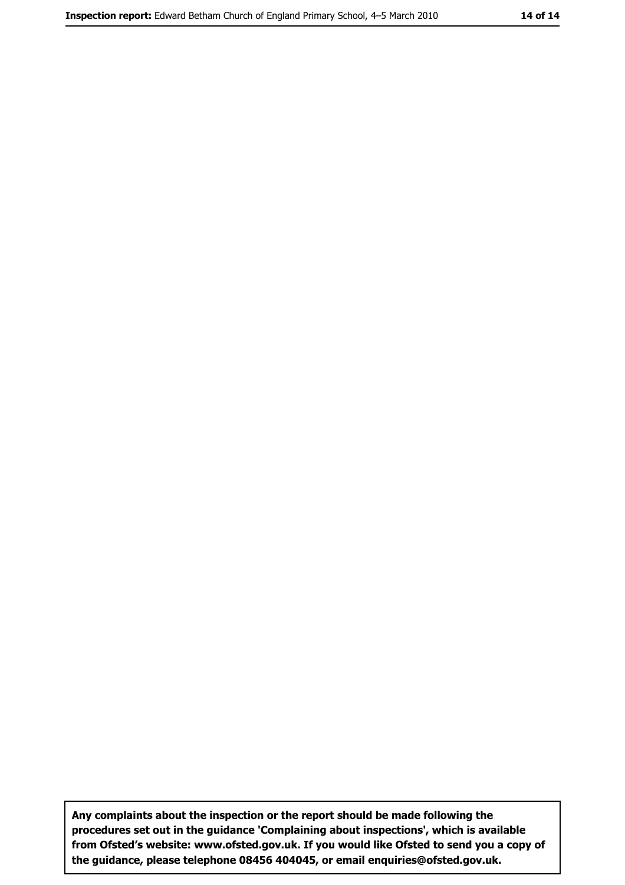**Any complaints about the inspection or the report should be made following the procedures set out in the guidance 'Complaining about inspections', which is available from Ofsted's website: www.ofsted.gov.uk. If you would like Ofsted to send you a copy of the guidance, please telephone 08456 404045, or email enquiries@ofsted.gov.uk.**